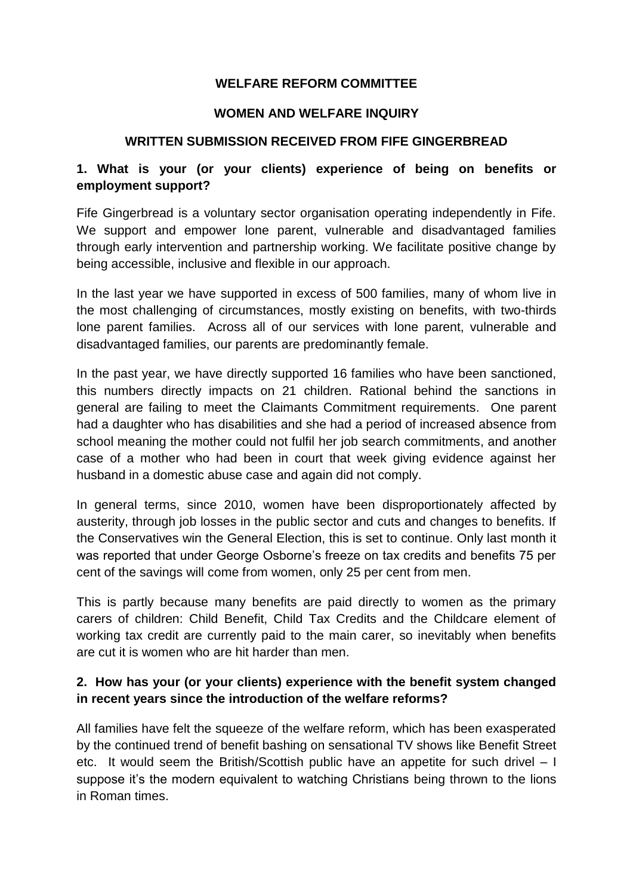**WELFARE REFORM COMMITTEE**

**WOMEN AND WELFARE INQUIRY**

**WRITTEN SUBMISSION RECEIVED FROM FIFE GINGERBREAD**

**1. What is your (or your clients) experience of being on benefits or employment support?**

Fife Gingerbread is a voluntary sector organisation operating independently in Fife. We support and empower lone parent, vulnerable and disadvantaged families through early intervention and partnership working. We facilitate positive change by being accessible, inclusive and flexible in our approach.

In the last year we have supported in excess of 500 families, many of whom live in the most challenging of circumstances, mostly existing on benefits, with two-thirds lone parent families. Across all of our services with lone parent, vulnerable and disadvantaged families, our parents are predominantly female.

In the past year, we have directly supported 16 families who have been sanctioned, this numbers directly impacts on 21 children. Rational behind the sanctions in general are failing to meet the Claimants Commitment requirements. One parent had a daughter who has disabilities and she had a period of increased absence from school meaning the mother could not fulfil her job search commitments, and another case of a mother who had been in court that week giving evidence against her husband in a domestic abuse case and again did not comply.

In general terms, since 2010, women have been disproportionately affected by austerity, through job losses in the public sector and cuts and changes to benefits. If the Conservatives win the General Election, this is set to continue. Only last month it was reported that under George Osborne's freeze on tax credits and benefits 75 per cent of the savings will come from women, only 25 per cent from men.

This is partly because many benefits are paid directly to women as the primary carers of children: Child Benefit, Child Tax Credits and the Childcare element of working tax credit are currently paid to the main carer, so inevitably when benefits are cut it is women who are hit harder than men.

**2. How has your (or your clients) experience with the benefit system changed in recent years since the introduction of the welfare reforms?**

All families have felt the squeeze of the welfare reform, which has been exasperated by the continued trend of benefit bashing on sensational TV shows like Benefit Street etc. It would seem the British/Scottish public have an appetite for such drivel – I suppose it's the modern equivalent to watching Christians being thrown to the lions in Roman times.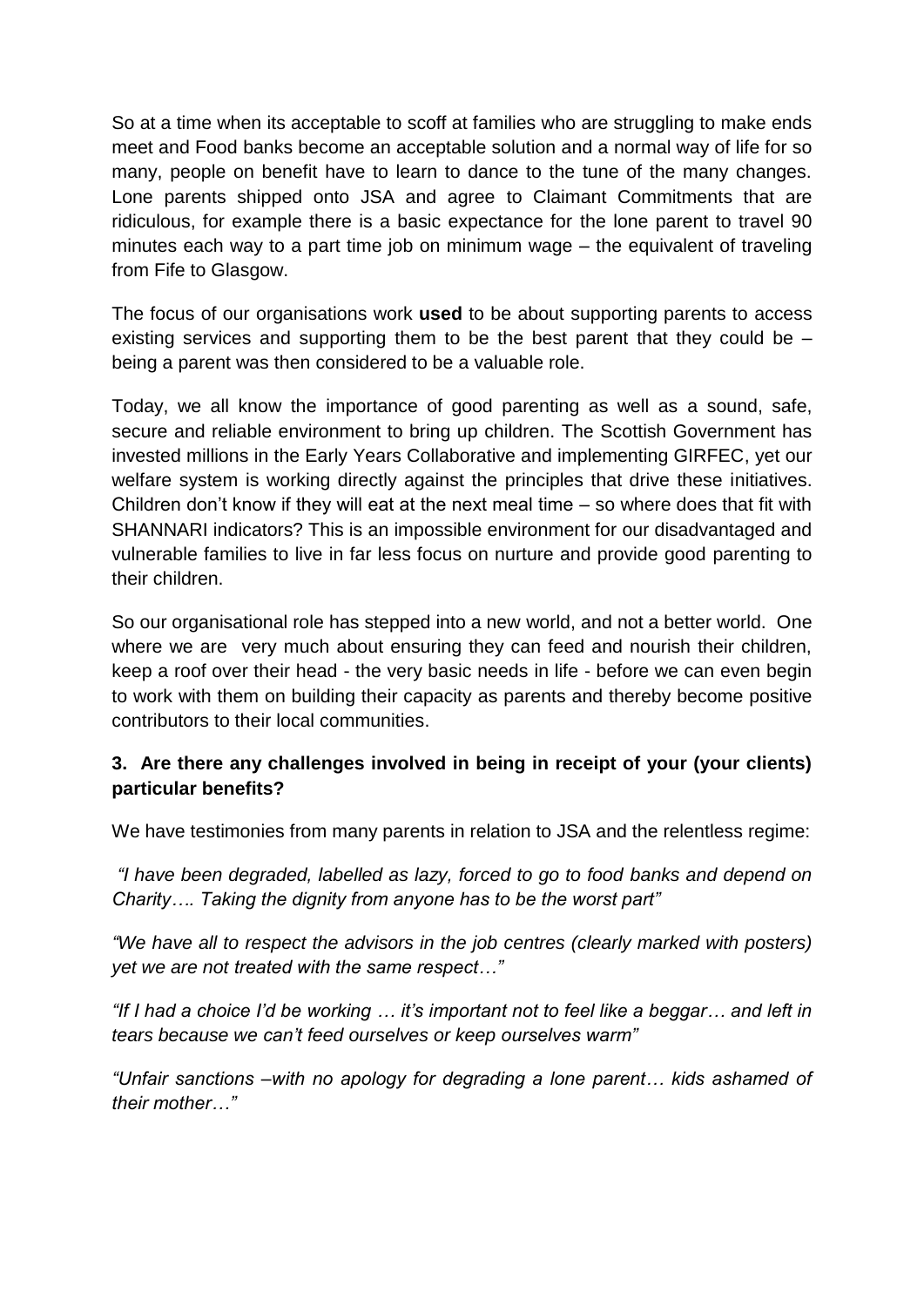So at a time when its acceptable to scoff at families who are struggling to make ends meet and Food banks become an acceptable solution and a normal way of life for so many, people on benefit have to learn to dance to the tune of the many changes. Lone parents shipped onto JSA and agree to Claimant Commitments that are ridiculous, for example there is a basic expectance for the lone parent to travel 90 minutes each way to a part time job on minimum wage – the equivalent of traveling from Fife to Glasgow.

The focus of our organisations work **used** to be about supporting parents to access existing services and supporting them to be the best parent that they could be – being a parent was then considered to be a valuable role.

Today, we all know the importance of good parenting as well as a sound, safe, secure and reliable environment to bring up children. The Scottish Government has invested millions in the Early Years Collaborative and implementing GIRFEC, yet our welfare system is working directly against the principles that drive these initiatives. Children don't know if they will eat at the next meal time – so where does that fit with SHANNARI indicators? This is an impossible environment for our disadvantaged and vulnerable families to live in far less focus on nurture and provide good parenting to their children.

So our organisational role has stepped into a new world, and not a better world. One where we are very much about ensuring they can feed and nourish their children, keep a roof over their head - the very basic needs in life - before we can even begin to work with them on building their capacity as parents and thereby become positive contributors to their local communities.

**3. Are there any challenges involved in being in receipt of your (your clients) particular benefits?**

We have testimonies from many parents in relation to JSA and the relentless regime:

*"I have been degraded, labelled as lazy, forced to go to food banks and depend on Charity…. Taking the dignity from anyone has to be the worst part"*

*"We have all to respect the advisors in the job centres (clearly marked with posters) yet we are not treated with the same respect…"*

*"If I had a choice I'd be working … it's important not to feel like a beggar… and left in tears because we can't feed ourselves or keep ourselves warm"*

*"Unfair sanctions –with no apology for degrading a lone parent… kids ashamed of their mother…"*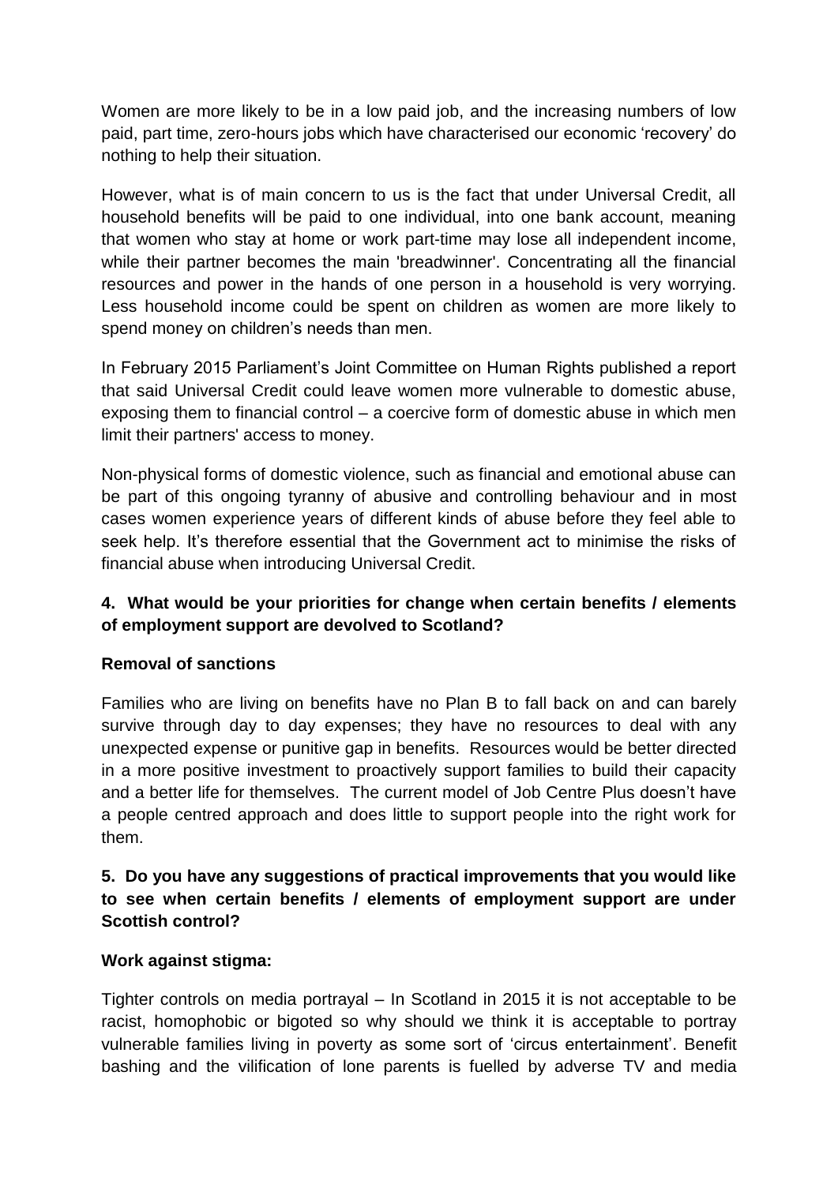Women are more likely to be in a low paid job, and the increasing numbers of low paid, part time, zero-hours jobs which have characterised our economic 'recovery' do nothing to help their situation.

However, what is of main concern to us is the fact that under Universal Credit, all household benefits will be paid to one individual, into one bank account, meaning that women who stay at home or work part-time may lose all independent income, while their partner becomes the main 'breadwinner'. Concentrating all the financial resources and power in the hands of one person in a household is very worrying. Less household income could be spent on children as women are more likely to spend money on children's needs than men.

In February 2015 Parliament's Joint Committee on Human Rights published a report that said Universal Credit could leave women more vulnerable to domestic abuse, exposing them to financial control – a coercive form of domestic abuse in which men limit their partners' access to money.

Non-physical forms of domestic violence, such as financial and emotional abuse can be part of this ongoing tyranny of abusive and controlling behaviour and in most cases women experience years of different kinds of abuse before they feel able to seek help. It's therefore essential that the Government act to minimise the risks of financial abuse when introducing Universal Credit.

**4. What would be your priorities for change when certain benefits / elements of employment support are devolved to Scotland?**

**Removal of sanctions**

Families who are living on benefits have no Plan B to fall back on and can barely survive through day to day expenses; they have no resources to deal with any unexpected expense or punitive gap in benefits. Resources would be better directed in a more positive investment to proactively support families to build their capacity and a better life for themselves. The current model of Job Centre Plus doesn't have a people centred approach and does little to support people into the right work for them.

**5. Do you have any suggestions of practical improvements that you would like to see when certain benefits / elements of employment support are under Scottish control?**

**Work against stigma:**

Tighter controls on media portrayal – In Scotland in 2015 it is not acceptable to be racist, homophobic or bigoted so why should we think it is acceptable to portray vulnerable families living in poverty as some sort of 'circus entertainment'. Benefit bashing and the vilification of lone parents is fuelled by adverse TV and media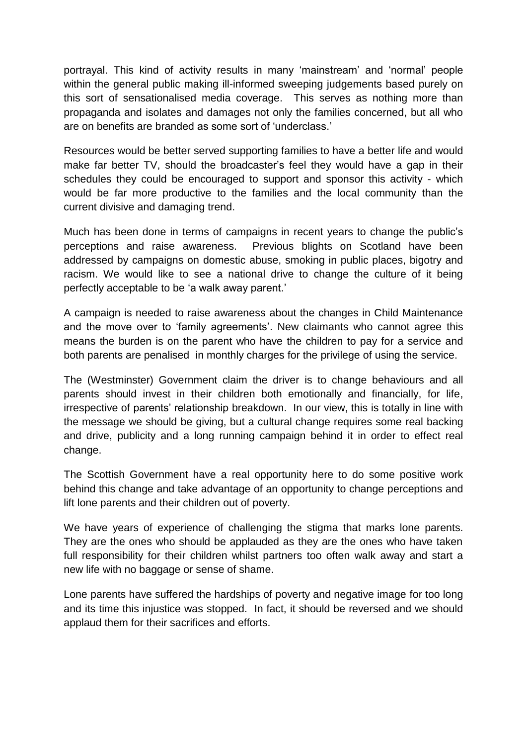portrayal. This kind of activity results in many 'mainstream' and 'normal' people within the general public making ill-informed sweeping judgements based purely on this sort of sensationalised media coverage. This serves as nothing more than propaganda and isolates and damages not only the families concerned, but all who are on benefits are branded as some sort of 'underclass.'

Resources would be better served supporting families to have a better life and would make far better TV, should the broadcaster's feel they would have a gap in their schedules they could be encouraged to support and sponsor this activity - which would be far more productive to the families and the local community than the current divisive and damaging trend.

Much has been done in terms of campaigns in recent years to change the public's perceptions and raise awareness. Previous blights on Scotland have been addressed by campaigns on domestic abuse, smoking in public places, bigotry and racism. We would like to see a national drive to change the culture of it being perfectly acceptable to be 'a walk away parent.'

A campaign is needed to raise awareness about the changes in Child Maintenance and the move over to 'family agreements'. New claimants who cannot agree this means the burden is on the parent who have the children to pay for a service and both parents are penalised in monthly charges for the privilege of using the service.

The (Westminster) Government claim the driver is to change behaviours and all parents should invest in their children both emotionally and financially, for life, irrespective of parents' relationship breakdown. In our view, this is totally in line with the message we should be giving, but a cultural change requires some real backing and drive, publicity and a long running campaign behind it in order to effect real change.

The Scottish Government have a real opportunity here to do some positive work behind this change and take advantage of an opportunity to change perceptions and lift lone parents and their children out of poverty.

We have years of experience of challenging the stigma that marks lone parents. They are the ones who should be applauded as they are the ones who have taken full responsibility for their children whilst partners too often walk away and start a new life with no baggage or sense of shame.

Lone parents have suffered the hardships of poverty and negative image for too long and its time this injustice was stopped. In fact, it should be reversed and we should applaud them for their sacrifices and efforts.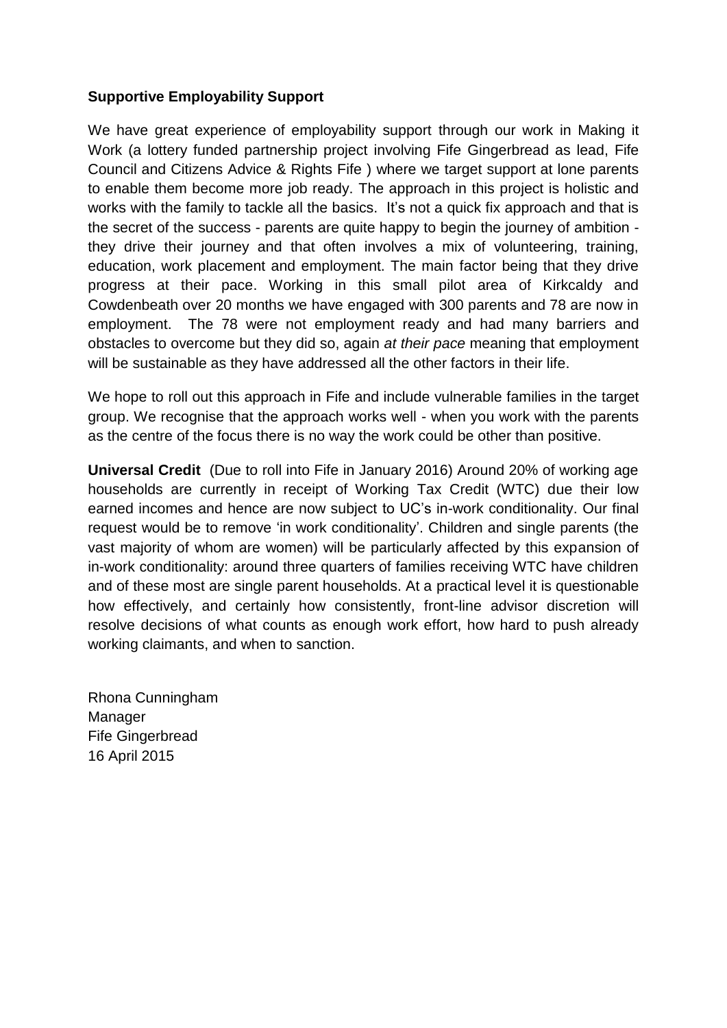**Supportive Employability Support**

We have great experience of employability support through our work in Making it Work (a lottery funded partnership project involving Fife Gingerbread as lead, Fife Council and Citizens Advice & Rights Fife ) where we target support at lone parents to enable them become more job ready. The approach in this project is holistic and works with the family to tackle all the basics. It's not a quick fix approach and that is the secret of the success - parents are quite happy to begin the journey of ambition - they drive their journey and that often involves a mix of volunteering, training, education, work placement and employment. The main factor being that they drive progress at their pace. Working in this small pilot area of Kirkcaldy and Cowdenbeath over 20 months we have engaged with 300 parents and 78 are now in employment. The 78 were not employment ready and had many barriers and obstacles to overcome but they did so, again *at their pace* meaning that employment will be sustainable as they have addressed all the other factors in their life.

We hope to roll out this approach in Fife and include vulnerable families in the target group. We recognise that the approach works well - when you work with the parents as the centre of the focus there is no way the work could be other than positive.

**Universal Credit** (Due to roll into Fife in January 2016) Around 20% of working age households are currently in receipt of Working Tax Credit (WTC) due their low earned incomes and hence are now subject to UC's in-work conditionality. Our final request would be to remove 'in work conditionality'. Children and single parents (the vast majority of whom are women) will be particularly affected by this expansion of in-work conditionality: around three quarters of families receiving WTC have children and of these most are single parent households. At a practical level it is questionable how effectively, and certainly how consistently, front-line advisor discretion will resolve decisions of what counts as enough work effort, how hard to push already working claimants, and when to sanction.

Rhona Cunningham
Manager
Fife Gingerbread
16 April 2015